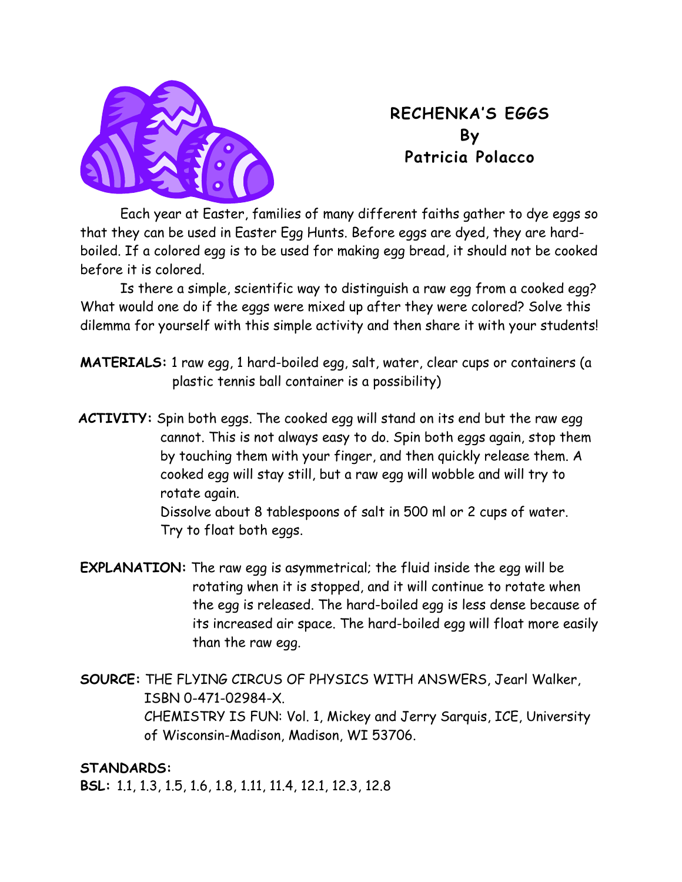# RECHENKA'S EGGS
## By
## Patricia Polacco

Each year at Easter, families of many different faiths gather to dye eggs so that they can be used in Easter Egg Hunts. Before eggs are dyed, they are hard-boiled. If a colored egg is to be used for making egg bread, it should not be cooked before it is colored.

Is there a simple, scientific way to distinguish a raw egg from a cooked egg? What would one do if the eggs were mixed up after they were colored? Solve this dilemma for yourself with this simple activity and then share it with your students!

**MATERIALS:** 1 raw egg, 1 hard-boiled egg, salt, water, clear cups or containers (a plastic tennis ball container is a possibility)

**ACTIVITY:** Spin both eggs. The cooked egg will stand on its end but the raw egg cannot. This is not always easy to do. Spin both eggs again, stop them by touching them with your finger, and then quickly release them. A cooked egg will stay still, but a raw egg will wobble and will try to rotate again.
Dissolve about 8 tablespoons of salt in 500 ml or 2 cups of water. Try to float both eggs.

**EXPLANATION:** The raw egg is asymmetrical; the fluid inside the egg will be rotating when it is stopped, and it will continue to rotate when the egg is released. The hard-boiled egg is less dense because of its increased air space. The hard-boiled egg will float more easily than the raw egg.

**SOURCE:** THE FLYING CIRCUS OF PHYSICS WITH ANSWERS, Jearl Walker, ISBN 0-471-02984-X.
CHEMISTRY IS FUN: Vol. 1, Mickey and Jerry Sarquis, ICE, University of Wisconsin-Madison, Madison, WI 53706.

**STANDARDS:**
**BSL:** 1.1, 1.3, 1.5, 1.6, 1.8, 1.11, 11.4, 12.1, 12.3, 12.8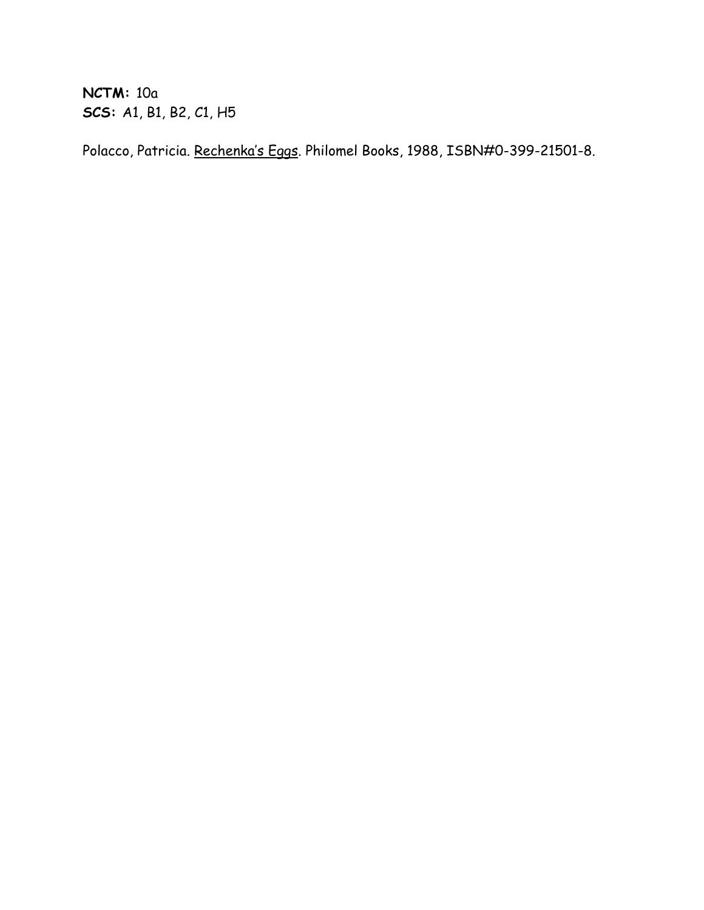**NCTM:** 10a
**SCS:** A1, B1, B2, C1, H5

Polacco, Patricia. Rechenka's Eggs. Philomel Books, 1988, ISBN#0-399-21501-8.